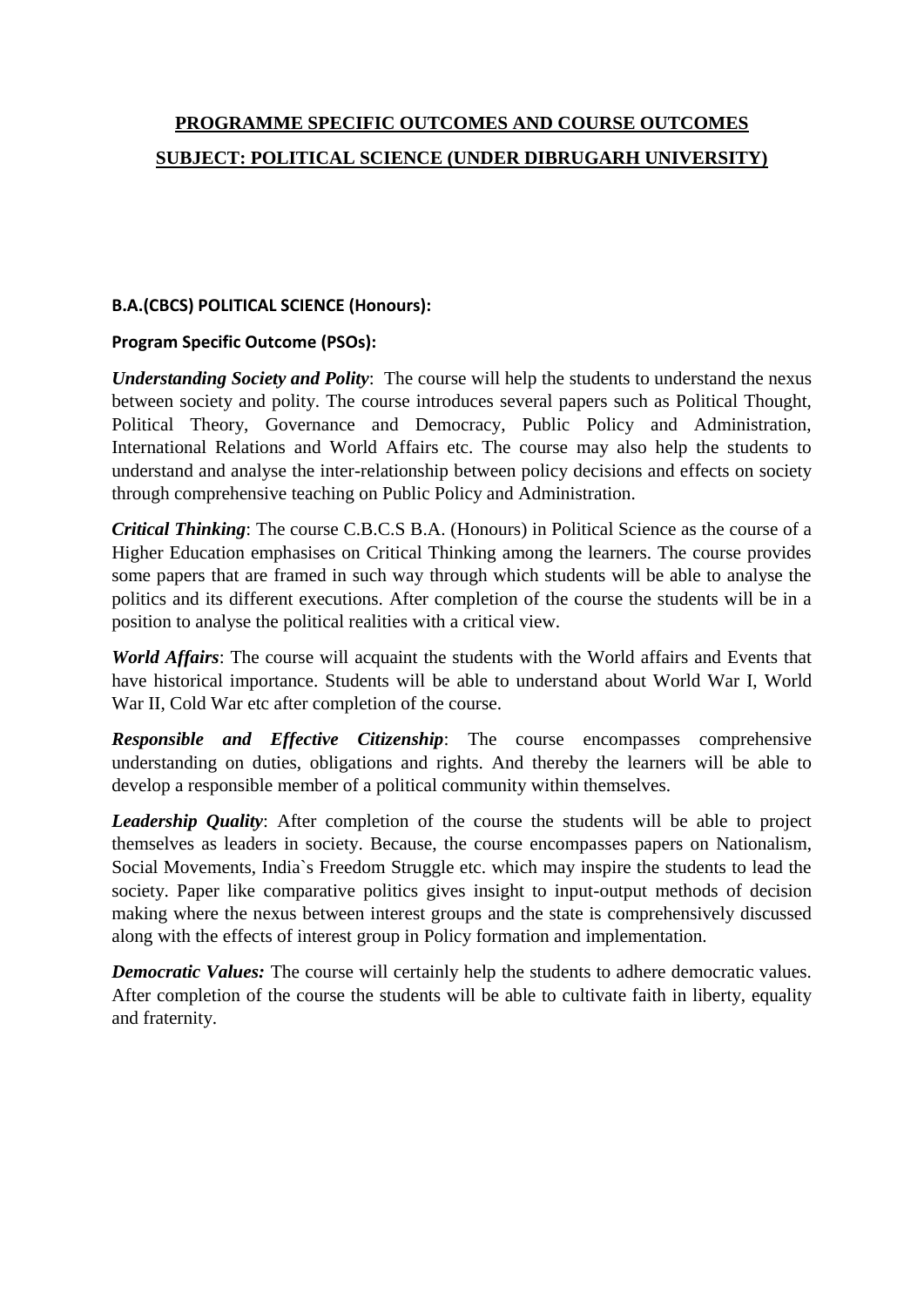# **PROGRAMME SPECIFIC OUTCOMES AND COURSE OUTCOMES**

# **SUBJECT: POLITICAL SCIENCE (UNDER DIBRUGARH UNIVERSITY)**

## **B.A.(CBCS) POLITICAL SCIENCE (Honours):**

### **Program Specific Outcome (PSOs):**

***Understanding Society and Polity***: The course will help the students to understand the nexus between society and polity. The course introduces several papers such as Political Thought, Political Theory, Governance and Democracy, Public Policy and Administration, International Relations and World Affairs etc. The course may also help the students to understand and analyse the inter-relationship between policy decisions and effects on society through comprehensive teaching on Public Policy and Administration.

***Critical Thinking***: The course C.B.C.S B.A. (Honours) in Political Science as the course of a Higher Education emphasises on Critical Thinking among the learners. The course provides some papers that are framed in such way through which students will be able to analyse the politics and its different executions. After completion of the course the students will be in a position to analyse the political realities with a critical view.

***World Affairs***: The course will acquaint the students with the World affairs and Events that have historical importance. Students will be able to understand about World War I, World War II, Cold War etc after completion of the course.

***Responsible and Effective Citizenship***: The course encompasses comprehensive understanding on duties, obligations and rights. And thereby the learners will be able to develop a responsible member of a political community within themselves.

***Leadership Quality***: After completion of the course the students will be able to project themselves as leaders in society. Because, the course encompasses papers on Nationalism, Social Movements, India`s Freedom Struggle etc. which may inspire the students to lead the society. Paper like comparative politics gives insight to input-output methods of decision making where the nexus between interest groups and the state is comprehensively discussed along with the effects of interest group in Policy formation and implementation.

***Democratic Values:*** The course will certainly help the students to adhere democratic values. After completion of the course the students will be able to cultivate faith in liberty, equality and fraternity.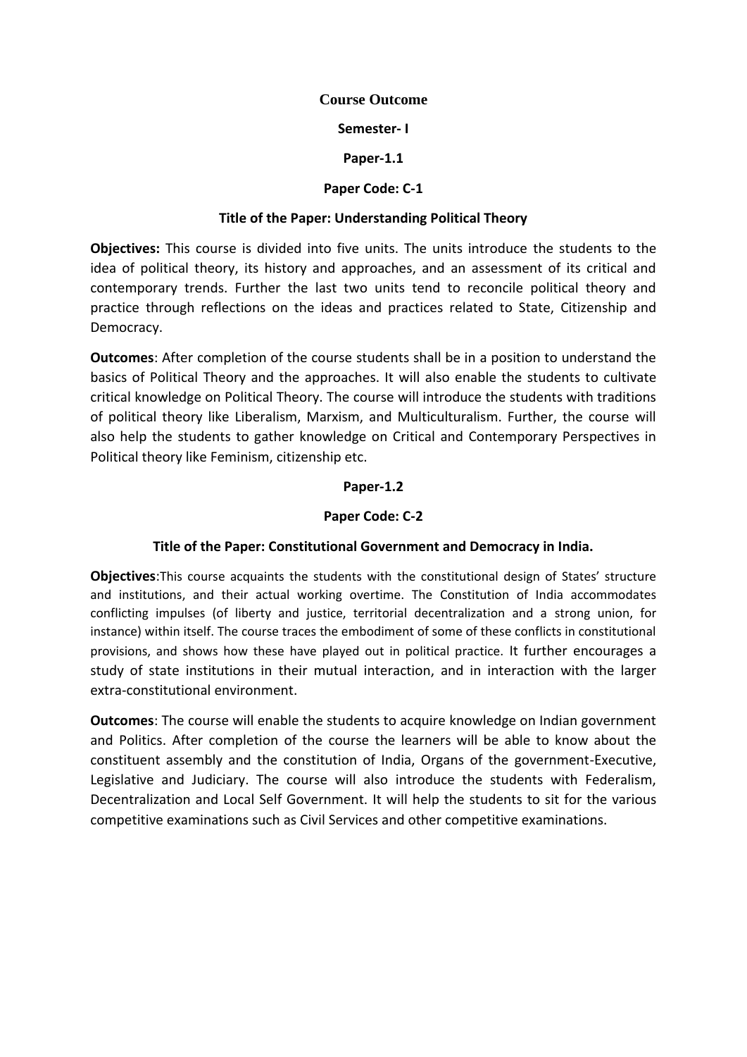## Course Outcome

### Semester- I

### Paper-1.1

### Paper Code: C-1

### Title of the Paper: Understanding Political Theory

**Objectives:** This course is divided into five units. The units introduce the students to the idea of political theory, its history and approaches, and an assessment of its critical and contemporary trends. Further the last two units tend to reconcile political theory and practice through reflections on the ideas and practices related to State, Citizenship and Democracy.

**Outcomes**: After completion of the course students shall be in a position to understand the basics of Political Theory and the approaches. It will also enable the students to cultivate critical knowledge on Political Theory. The course will introduce the students with traditions of political theory like Liberalism, Marxism, and Multiculturalism. Further, the course will also help the students to gather knowledge on Critical and Contemporary Perspectives in Political theory like Feminism, citizenship etc.

### Paper-1.2

### Paper Code: C-2

### Title of the Paper: Constitutional Government and Democracy in India.

**Objectives**:This course acquaints the students with the constitutional design of States' structure and institutions, and their actual working overtime. The Constitution of India accommodates conflicting impulses (of liberty and justice, territorial decentralization and a strong union, for instance) within itself. The course traces the embodiment of some of these conflicts in constitutional provisions, and shows how these have played out in political practice. It further encourages a study of state institutions in their mutual interaction, and in interaction with the larger extra-constitutional environment.

**Outcomes**: The course will enable the students to acquire knowledge on Indian government and Politics. After completion of the course the learners will be able to know about the constituent assembly and the constitution of India, Organs of the government-Executive, Legislative and Judiciary. The course will also introduce the students with Federalism, Decentralization and Local Self Government. It will help the students to sit for the various competitive examinations such as Civil Services and other competitive examinations.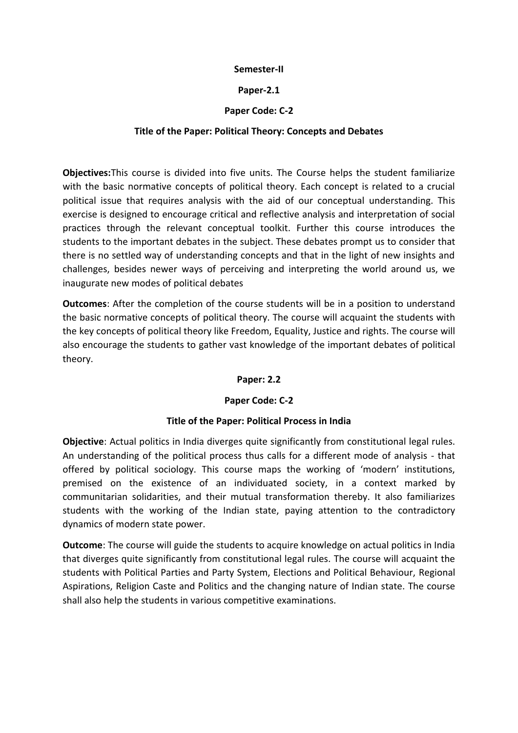**Semester-II**

**Paper-2.1**

**Paper Code: C-2**

**Title of the Paper: Political Theory: Concepts and Debates**

**Objectives:**This course is divided into five units. The Course helps the student familiarize with the basic normative concepts of political theory. Each concept is related to a crucial political issue that requires analysis with the aid of our conceptual understanding. This exercise is designed to encourage critical and reflective analysis and interpretation of social practices through the relevant conceptual toolkit. Further this course introduces the students to the important debates in the subject. These debates prompt us to consider that there is no settled way of understanding concepts and that in the light of new insights and challenges, besides newer ways of perceiving and interpreting the world around us, we inaugurate new modes of political debates

**Outcomes**: After the completion of the course students will be in a position to understand the basic normative concepts of political theory. The course will acquaint the students with the key concepts of political theory like Freedom, Equality, Justice and rights. The course will also encourage the students to gather vast knowledge of the important debates of political theory.

**Paper: 2.2**

**Paper Code: C-2**

**Title of the Paper: Political Process in India**

**Objective**: Actual politics in India diverges quite significantly from constitutional legal rules. An understanding of the political process thus calls for a different mode of analysis - that offered by political sociology. This course maps the working of 'modern' institutions, premised on the existence of an individuated society, in a context marked by communitarian solidarities, and their mutual transformation thereby. It also familiarizes students with the working of the Indian state, paying attention to the contradictory dynamics of modern state power.

**Outcome**: The course will guide the students to acquire knowledge on actual politics in India that diverges quite significantly from constitutional legal rules. The course will acquaint the students with Political Parties and Party System, Elections and Political Behaviour, Regional Aspirations, Religion Caste and Politics and the changing nature of Indian state. The course shall also help the students in various competitive examinations.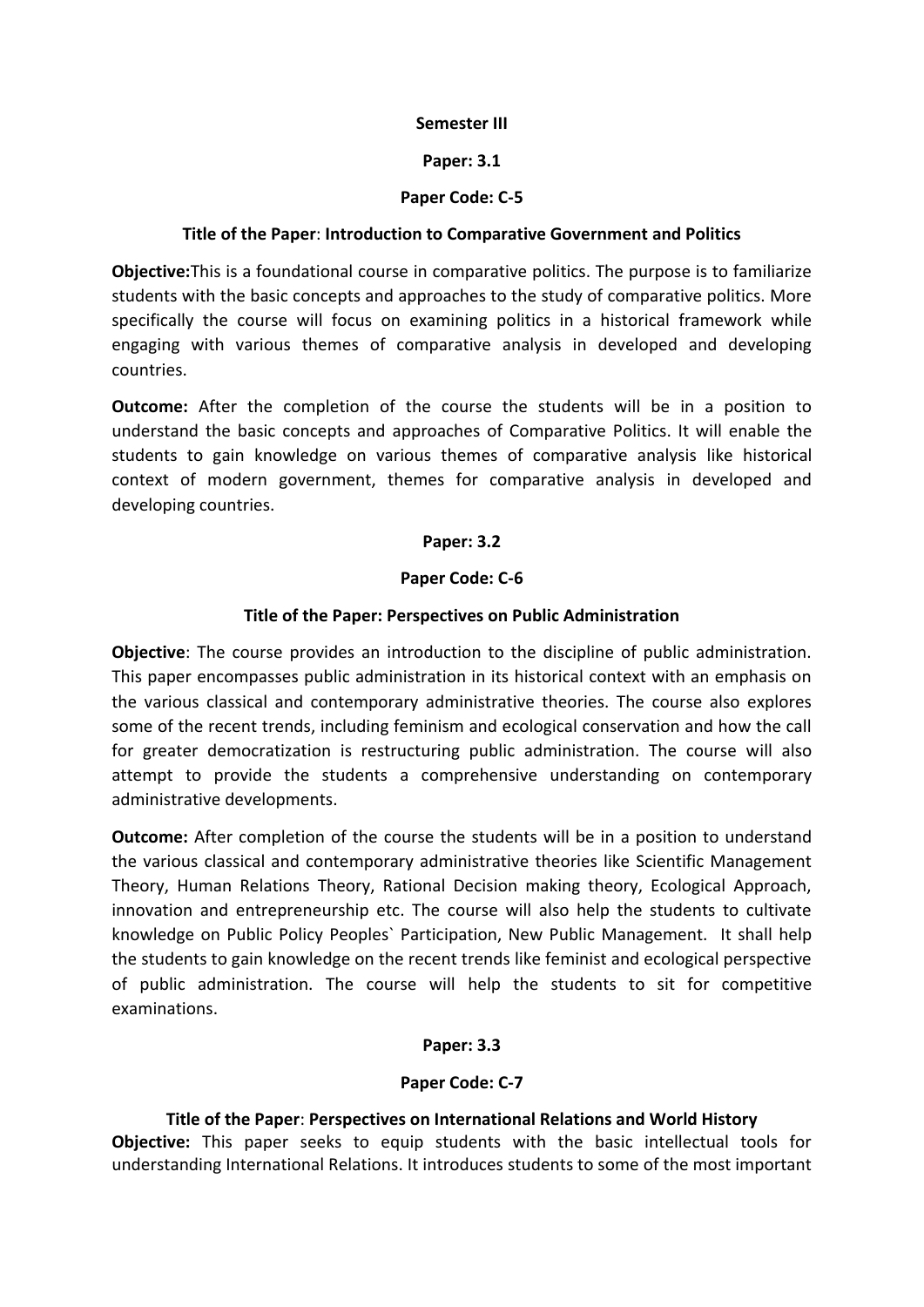**Semester III**

**Paper: 3.1**

**Paper Code: C-5**

**Title of the Paper**: **Introduction to Comparative Government and Politics**

**Objective:**This is a foundational course in comparative politics. The purpose is to familiarize students with the basic concepts and approaches to the study of comparative politics. More specifically the course will focus on examining politics in a historical framework while engaging with various themes of comparative analysis in developed and developing countries.

**Outcome:** After the completion of the course the students will be in a position to understand the basic concepts and approaches of Comparative Politics. It will enable the students to gain knowledge on various themes of comparative analysis like historical context of modern government, themes for comparative analysis in developed and developing countries.

**Paper: 3.2**

**Paper Code: C-6**

**Title of the Paper: Perspectives on Public Administration**

**Objective**: The course provides an introduction to the discipline of public administration. This paper encompasses public administration in its historical context with an emphasis on the various classical and contemporary administrative theories. The course also explores some of the recent trends, including feminism and ecological conservation and how the call for greater democratization is restructuring public administration. The course will also attempt to provide the students a comprehensive understanding on contemporary administrative developments.

**Outcome:** After completion of the course the students will be in a position to understand the various classical and contemporary administrative theories like Scientific Management Theory, Human Relations Theory, Rational Decision making theory, Ecological Approach, innovation and entrepreneurship etc. The course will also help the students to cultivate knowledge on Public Policy Peoples` Participation, New Public Management. It shall help the students to gain knowledge on the recent trends like feminist and ecological perspective of public administration. The course will help the students to sit for competitive examinations.

**Paper: 3.3**

**Paper Code: C-7**

**Title of the Paper**: **Perspectives on International Relations and World History**

**Objective:** This paper seeks to equip students with the basic intellectual tools for understanding International Relations. It introduces students to some of the most important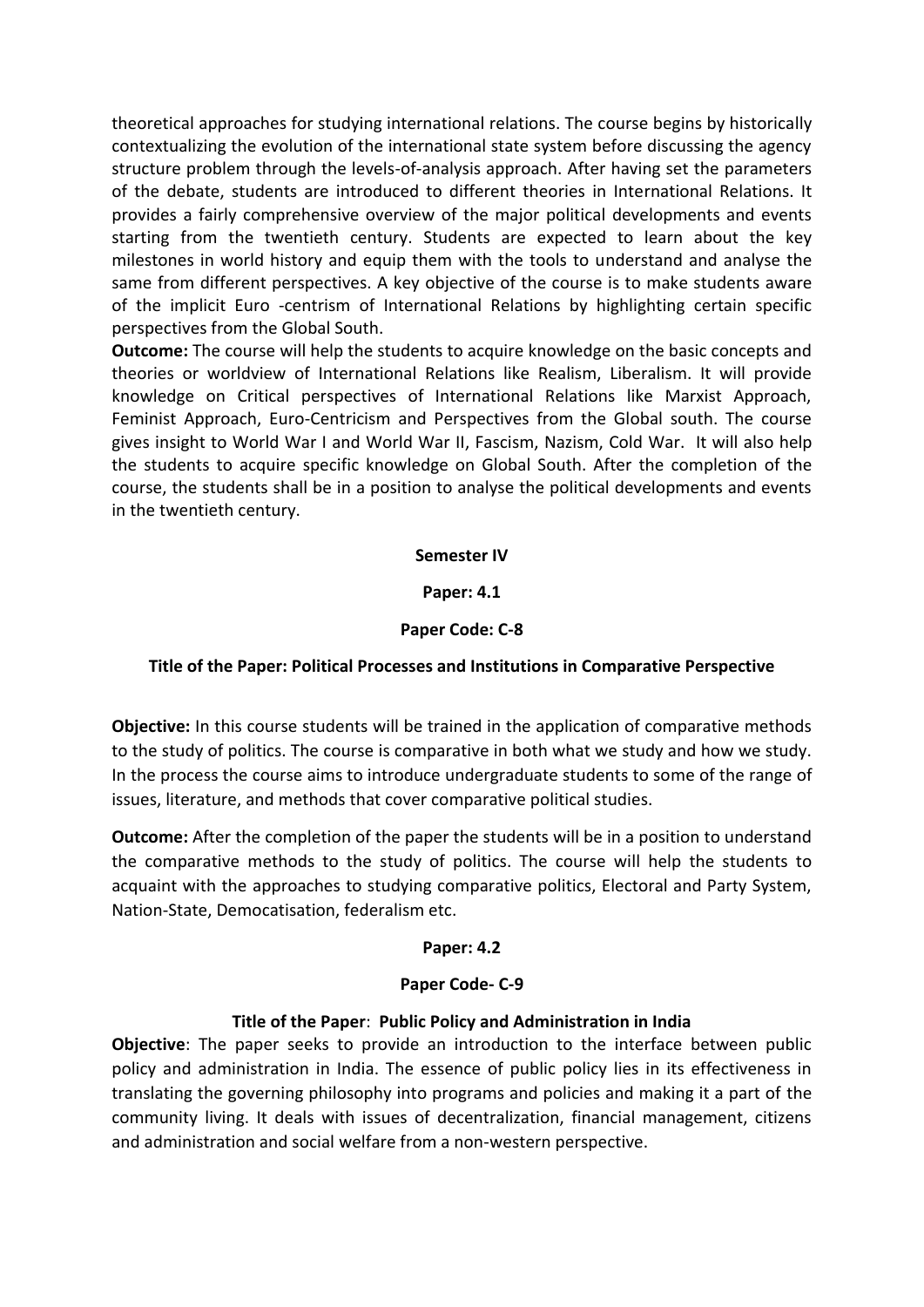theoretical approaches for studying international relations. The course begins by historically contextualizing the evolution of the international state system before discussing the agency structure problem through the levels-of-analysis approach. After having set the parameters of the debate, students are introduced to different theories in International Relations. It provides a fairly comprehensive overview of the major political developments and events starting from the twentieth century. Students are expected to learn about the key milestones in world history and equip them with the tools to understand and analyse the same from different perspectives. A key objective of the course is to make students aware of the implicit Euro -centrism of International Relations by highlighting certain specific perspectives from the Global South.

**Outcome:** The course will help the students to acquire knowledge on the basic concepts and theories or worldview of International Relations like Realism, Liberalism. It will provide knowledge on Critical perspectives of International Relations like Marxist Approach, Feminist Approach, Euro-Centricism and Perspectives from the Global south. The course gives insight to World War I and World War II, Fascism, Nazism, Cold War. It will also help the students to acquire specific knowledge on Global South. After the completion of the course, the students shall be in a position to analyse the political developments and events in the twentieth century.

**Semester IV**

**Paper: 4.1**

**Paper Code: C-8**

**Title of the Paper: Political Processes and Institutions in Comparative Perspective**

**Objective:** In this course students will be trained in the application of comparative methods to the study of politics. The course is comparative in both what we study and how we study. In the process the course aims to introduce undergraduate students to some of the range of issues, literature, and methods that cover comparative political studies.

**Outcome:** After the completion of the paper the students will be in a position to understand the comparative methods to the study of politics. The course will help the students to acquaint with the approaches to studying comparative politics, Electoral and Party System, Nation-State, Democatisation, federalism etc.

**Paper: 4.2**

**Paper Code- C-9**

**Title of the Paper**: **Public Policy and Administration in India**

**Objective**: The paper seeks to provide an introduction to the interface between public policy and administration in India. The essence of public policy lies in its effectiveness in translating the governing philosophy into programs and policies and making it a part of the community living. It deals with issues of decentralization, financial management, citizens and administration and social welfare from a non-western perspective.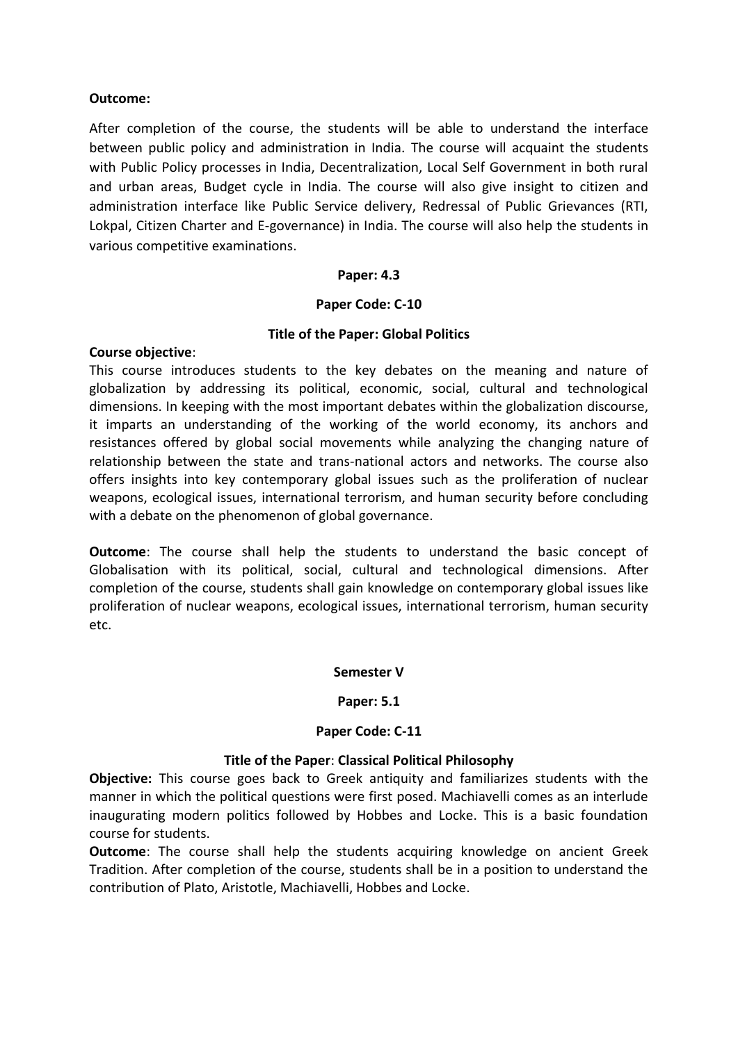**Outcome:**

After completion of the course, the students will be able to understand the interface between public policy and administration in India. The course will acquaint the students with Public Policy processes in India, Decentralization, Local Self Government in both rural and urban areas, Budget cycle in India. The course will also give insight to citizen and administration interface like Public Service delivery, Redressal of Public Grievances (RTI, Lokpal, Citizen Charter and E-governance) in India. The course will also help the students in various competitive examinations.

**Paper: 4.3**

**Paper Code: C-10**

**Title of the Paper: Global Politics**

**Course objective**:

This course introduces students to the key debates on the meaning and nature of globalization by addressing its political, economic, social, cultural and technological dimensions. In keeping with the most important debates within the globalization discourse, it imparts an understanding of the working of the world economy, its anchors and resistances offered by global social movements while analyzing the changing nature of relationship between the state and trans-national actors and networks. The course also offers insights into key contemporary global issues such as the proliferation of nuclear weapons, ecological issues, international terrorism, and human security before concluding with a debate on the phenomenon of global governance.

**Outcome**: The course shall help the students to understand the basic concept of Globalisation with its political, social, cultural and technological dimensions. After completion of the course, students shall gain knowledge on contemporary global issues like proliferation of nuclear weapons, ecological issues, international terrorism, human security etc.

**Semester V**

**Paper: 5.1**

**Paper Code: C-11**

**Title of the Paper**: **Classical Political Philosophy**

**Objective:** This course goes back to Greek antiquity and familiarizes students with the manner in which the political questions were first posed. Machiavelli comes as an interlude inaugurating modern politics followed by Hobbes and Locke. This is a basic foundation course for students.

**Outcome**: The course shall help the students acquiring knowledge on ancient Greek Tradition. After completion of the course, students shall be in a position to understand the contribution of Plato, Aristotle, Machiavelli, Hobbes and Locke.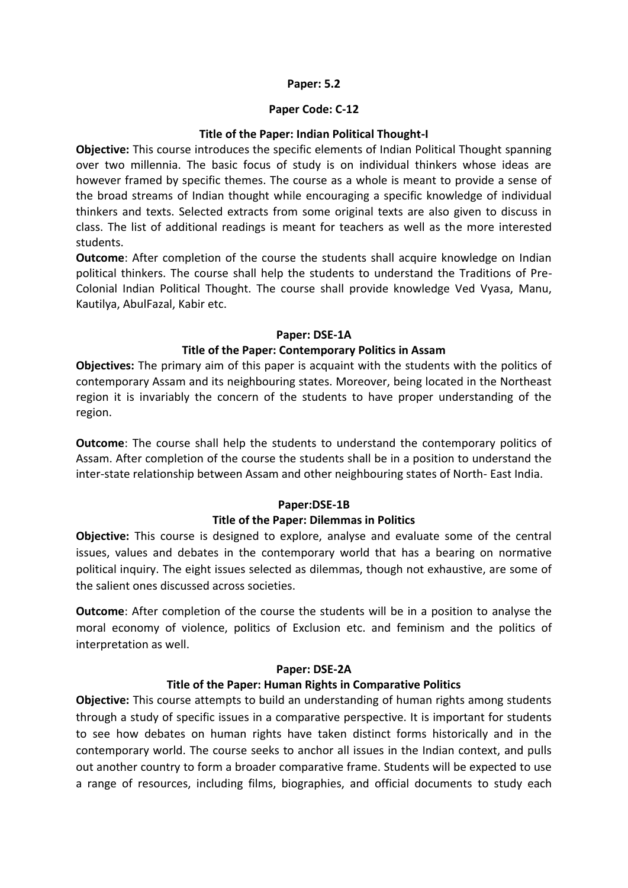**Paper: 5.2**

**Paper Code: C-12**

**Title of the Paper: Indian Political Thought-I**

**Objective:** This course introduces the specific elements of Indian Political Thought spanning over two millennia. The basic focus of study is on individual thinkers whose ideas are however framed by specific themes. The course as a whole is meant to provide a sense of the broad streams of Indian thought while encouraging a specific knowledge of individual thinkers and texts. Selected extracts from some original texts are also given to discuss in class. The list of additional readings is meant for teachers as well as the more interested students.

**Outcome**: After completion of the course the students shall acquire knowledge on Indian political thinkers. The course shall help the students to understand the Traditions of Pre-Colonial Indian Political Thought. The course shall provide knowledge Ved Vyasa, Manu, Kautilya, AbulFazal, Kabir etc.

**Paper: DSE-1A**

**Title of the Paper: Contemporary Politics in Assam**

**Objectives:** The primary aim of this paper is acquaint with the students with the politics of contemporary Assam and its neighbouring states. Moreover, being located in the Northeast region it is invariably the concern of the students to have proper understanding of the region.

**Outcome**: The course shall help the students to understand the contemporary politics of Assam. After completion of the course the students shall be in a position to understand the inter-state relationship between Assam and other neighbouring states of North- East India.

**Paper:DSE-1B**

**Title of the Paper: Dilemmas in Politics**

**Objective:** This course is designed to explore, analyse and evaluate some of the central issues, values and debates in the contemporary world that has a bearing on normative political inquiry. The eight issues selected as dilemmas, though not exhaustive, are some of the salient ones discussed across societies.

**Outcome**: After completion of the course the students will be in a position to analyse the moral economy of violence, politics of Exclusion etc. and feminism and the politics of interpretation as well.

**Paper: DSE-2A**

**Title of the Paper: Human Rights in Comparative Politics**

**Objective:** This course attempts to build an understanding of human rights among students through a study of specific issues in a comparative perspective. It is important for students to see how debates on human rights have taken distinct forms historically and in the contemporary world. The course seeks to anchor all issues in the Indian context, and pulls out another country to form a broader comparative frame. Students will be expected to use a range of resources, including films, biographies, and official documents to study each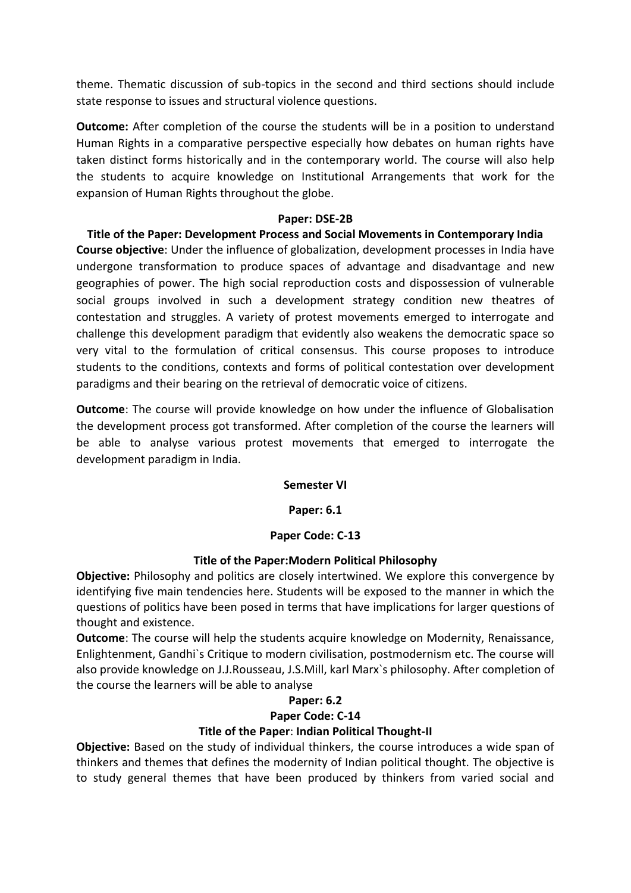theme. Thematic discussion of sub-topics in the second and third sections should include state response to issues and structural violence questions.

**Outcome:** After completion of the course the students will be in a position to understand Human Rights in a comparative perspective especially how debates on human rights have taken distinct forms historically and in the contemporary world. The course will also help the students to acquire knowledge on Institutional Arrangements that work for the expansion of Human Rights throughout the globe.

**Paper: DSE-2B**

**Title of the Paper: Development Process and Social Movements in Contemporary India**

**Course objective**: Under the influence of globalization, development processes in India have undergone transformation to produce spaces of advantage and disadvantage and new geographies of power. The high social reproduction costs and dispossession of vulnerable social groups involved in such a development strategy condition new theatres of contestation and struggles. A variety of protest movements emerged to interrogate and challenge this development paradigm that evidently also weakens the democratic space so very vital to the formulation of critical consensus. This course proposes to introduce students to the conditions, contexts and forms of political contestation over development paradigms and their bearing on the retrieval of democratic voice of citizens.

**Outcome**: The course will provide knowledge on how under the influence of Globalisation the development process got transformed. After completion of the course the learners will be able to analyse various protest movements that emerged to interrogate the development paradigm in India.

**Semester VI**

**Paper: 6.1**

**Paper Code: C-13**

**Title of the Paper:Modern Political Philosophy**

**Objective:** Philosophy and politics are closely intertwined. We explore this convergence by identifying five main tendencies here. Students will be exposed to the manner in which the questions of politics have been posed in terms that have implications for larger questions of thought and existence.

**Outcome**: The course will help the students acquire knowledge on Modernity, Renaissance, Enlightenment, Gandhi`s Critique to modern civilisation, postmodernism etc. The course will also provide knowledge on J.J.Rousseau, J.S.Mill, karl Marx`s philosophy. After completion of the course the learners will be able to analyse

**Paper: 6.2**

**Paper Code: C-14**

**Title of the Paper**: **Indian Political Thought-II**

**Objective:** Based on the study of individual thinkers, the course introduces a wide span of thinkers and themes that defines the modernity of Indian political thought. The objective is to study general themes that have been produced by thinkers from varied social and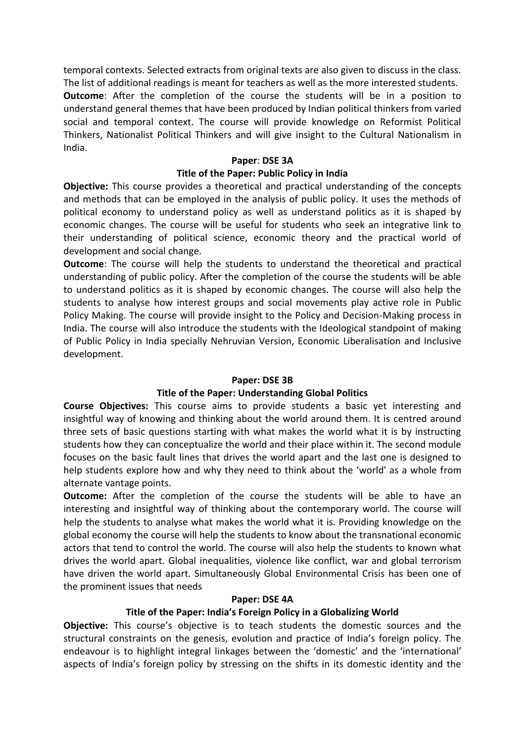temporal contexts. Selected extracts from original texts are also given to discuss in the class. The list of additional readings is meant for teachers as well as the more interested students.

**Outcome**: After the completion of the course the students will be in a position to understand general themes that have been produced by Indian political thinkers from varied social and temporal context. The course will provide knowledge on Reformist Political Thinkers, Nationalist Political Thinkers and will give insight to the Cultural Nationalism in India.

**Paper**: **DSE 3A**

**Title of the Paper: Public Policy in India**

**Objective:** This course provides a theoretical and practical understanding of the concepts and methods that can be employed in the analysis of public policy. It uses the methods of political economy to understand policy as well as understand politics as it is shaped by economic changes. The course will be useful for students who seek an integrative link to their understanding of political science, economic theory and the practical world of development and social change.

**Outcome**: The course will help the students to understand the theoretical and practical understanding of public policy. After the completion of the course the students will be able to understand politics as it is shaped by economic changes. The course will also help the students to analyse how interest groups and social movements play active role in Public Policy Making. The course will provide insight to the Policy and Decision-Making process in India. The course will also introduce the students with the Ideological standpoint of making of Public Policy in India specially Nehruvian Version, Economic Liberalisation and Inclusive development.

**Paper: DSE 3B**

**Title of the Paper: Understanding Global Politics**

**Course Objectives:** This course aims to provide students a basic yet interesting and insightful way of knowing and thinking about the world around them. It is centred around three sets of basic questions starting with what makes the world what it is by instructing students how they can conceptualize the world and their place within it. The second module focuses on the basic fault lines that drives the world apart and the last one is designed to help students explore how and why they need to think about the 'world' as a whole from alternate vantage points.

**Outcome:** After the completion of the course the students will be able to have an interesting and insightful way of thinking about the contemporary world. The course will help the students to analyse what makes the world what it is. Providing knowledge on the global economy the course will help the students to know about the transnational economic actors that tend to control the world. The course will also help the students to known what drives the world apart. Global inequalities, violence like conflict, war and global terrorism have driven the world apart. Simultaneously Global Environmental Crisis has been one of the prominent issues that needs

**Paper: DSE 4A**

**Title of the Paper: India's Foreign Policy in a Globalizing World**

**Objective:** This course's objective is to teach students the domestic sources and the structural constraints on the genesis, evolution and practice of India's foreign policy. The endeavour is to highlight integral linkages between the 'domestic' and the 'international' aspects of India's foreign policy by stressing on the shifts in its domestic identity and the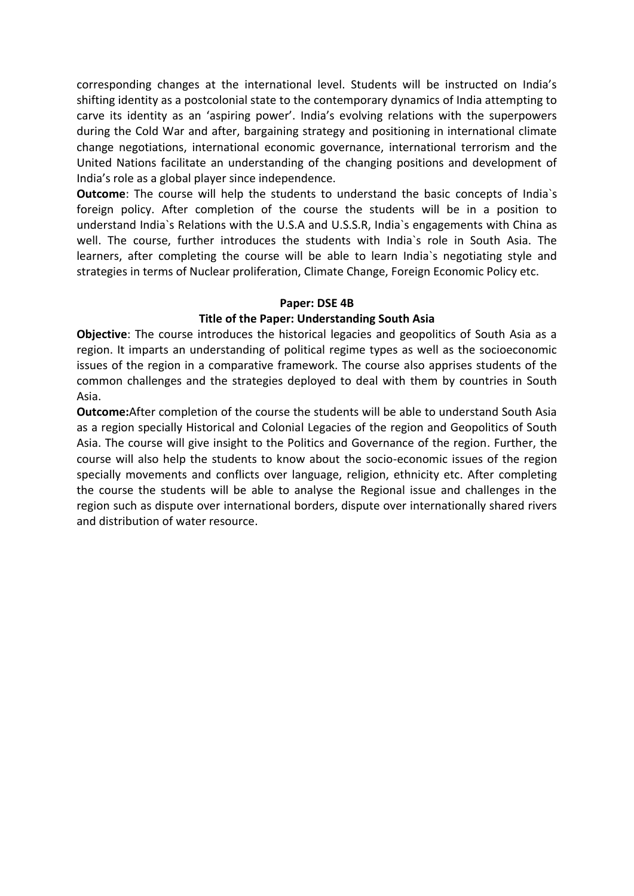corresponding changes at the international level. Students will be instructed on India's shifting identity as a postcolonial state to the contemporary dynamics of India attempting to carve its identity as an 'aspiring power'. India's evolving relations with the superpowers during the Cold War and after, bargaining strategy and positioning in international climate change negotiations, international economic governance, international terrorism and the United Nations facilitate an understanding of the changing positions and development of India's role as a global player since independence.

**Outcome**: The course will help the students to understand the basic concepts of India`s foreign policy. After completion of the course the students will be in a position to understand India`s Relations with the U.S.A and U.S.S.R, India`s engagements with China as well. The course, further introduces the students with India`s role in South Asia. The learners, after completing the course will be able to learn India`s negotiating style and strategies in terms of Nuclear proliferation, Climate Change, Foreign Economic Policy etc.

**Paper: DSE 4B**

**Title of the Paper: Understanding South Asia**

**Objective**: The course introduces the historical legacies and geopolitics of South Asia as a region. It imparts an understanding of political regime types as well as the socioeconomic issues of the region in a comparative framework. The course also apprises students of the common challenges and the strategies deployed to deal with them by countries in South Asia.

**Outcome:**After completion of the course the students will be able to understand South Asia as a region specially Historical and Colonial Legacies of the region and Geopolitics of South Asia. The course will give insight to the Politics and Governance of the region. Further, the course will also help the students to know about the socio-economic issues of the region specially movements and conflicts over language, religion, ethnicity etc. After completing the course the students will be able to analyse the Regional issue and challenges in the region such as dispute over international borders, dispute over internationally shared rivers and distribution of water resource.